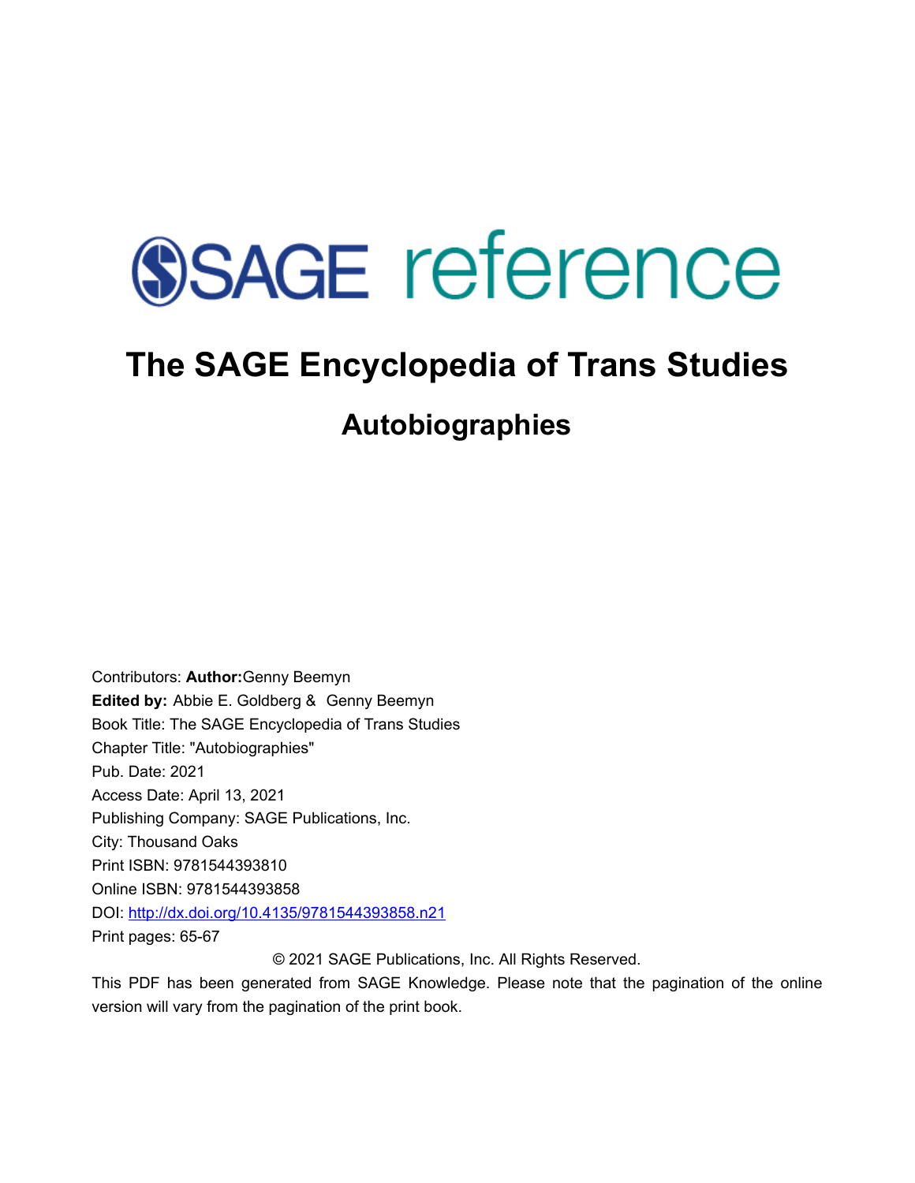SAGE reference

# The SAGE Encyclopedia of Trans Studies

## Autobiographies

Contributors: **Author:**Genny Beemyn
**Edited by:** Abbie E. Goldberg & Genny Beemyn
Book Title: The SAGE Encyclopedia of Trans Studies
Chapter Title: "Autobiographies"
Pub. Date: 2021
Access Date: April 13, 2021
Publishing Company: SAGE Publications, Inc.
City: Thousand Oaks
Print ISBN: 9781544393810
Online ISBN: 9781544393858
DOI: http://dx.doi.org/10.4135/9781544393858.n21
Print pages: 65-67

© 2021 SAGE Publications, Inc. All Rights Reserved.

This PDF has been generated from SAGE Knowledge. Please note that the pagination of the online version will vary from the pagination of the print book.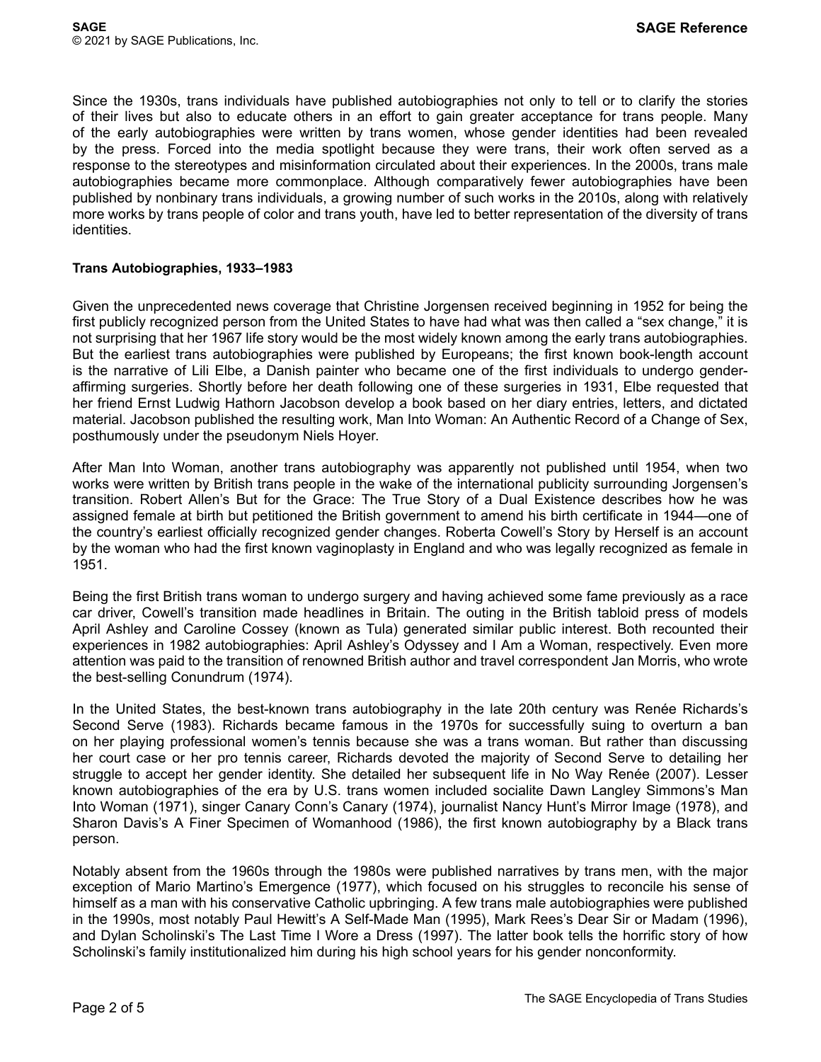Since the 1930s, trans individuals have published autobiographies not only to tell or to clarify the stories of their lives but also to educate others in an effort to gain greater acceptance for trans people. Many of the early autobiographies were written by trans women, whose gender identities had been revealed by the press. Forced into the media spotlight because they were trans, their work often served as a response to the stereotypes and misinformation circulated about their experiences. In the 2000s, trans male autobiographies became more commonplace. Although comparatively fewer autobiographies have been published by nonbinary trans individuals, a growing number of such works in the 2010s, along with relatively more works by trans people of color and trans youth, have led to better representation of the diversity of trans identities.

**Trans Autobiographies, 1933–1983**

Given the unprecedented news coverage that Christine Jorgensen received beginning in 1952 for being the first publicly recognized person from the United States to have had what was then called a "sex change," it is not surprising that her 1967 life story would be the most widely known among the early trans autobiographies. But the earliest trans autobiographies were published by Europeans; the first known book-length account is the narrative of Lili Elbe, a Danish painter who became one of the first individuals to undergo gender-affirming surgeries. Shortly before her death following one of these surgeries in 1931, Elbe requested that her friend Ernst Ludwig Hathorn Jacobson develop a book based on her diary entries, letters, and dictated material. Jacobson published the resulting work, Man Into Woman: An Authentic Record of a Change of Sex, posthumously under the pseudonym Niels Hoyer.

After Man Into Woman, another trans autobiography was apparently not published until 1954, when two works were written by British trans people in the wake of the international publicity surrounding Jorgensen's transition. Robert Allen's But for the Grace: The True Story of a Dual Existence describes how he was assigned female at birth but petitioned the British government to amend his birth certificate in 1944—one of the country's earliest officially recognized gender changes. Roberta Cowell's Story by Herself is an account by the woman who had the first known vaginoplasty in England and who was legally recognized as female in 1951.

Being the first British trans woman to undergo surgery and having achieved some fame previously as a race car driver, Cowell's transition made headlines in Britain. The outing in the British tabloid press of models April Ashley and Caroline Cossey (known as Tula) generated similar public interest. Both recounted their experiences in 1982 autobiographies: April Ashley's Odyssey and I Am a Woman, respectively. Even more attention was paid to the transition of renowned British author and travel correspondent Jan Morris, who wrote the best-selling Conundrum (1974).

In the United States, the best-known trans autobiography in the late 20th century was Renée Richards's Second Serve (1983). Richards became famous in the 1970s for successfully suing to overturn a ban on her playing professional women's tennis because she was a trans woman. But rather than discussing her court case or her pro tennis career, Richards devoted the majority of Second Serve to detailing her struggle to accept her gender identity. She detailed her subsequent life in No Way Renée (2007). Lesser known autobiographies of the era by U.S. trans women included socialite Dawn Langley Simmons's Man Into Woman (1971), singer Canary Conn's Canary (1974), journalist Nancy Hunt's Mirror Image (1978), and Sharon Davis's A Finer Specimen of Womanhood (1986), the first known autobiography by a Black trans person.

Notably absent from the 1960s through the 1980s were published narratives by trans men, with the major exception of Mario Martino's Emergence (1977), which focused on his struggles to reconcile his sense of himself as a man with his conservative Catholic upbringing. A few trans male autobiographies were published in the 1990s, most notably Paul Hewitt's A Self-Made Man (1995), Mark Rees's Dear Sir or Madam (1996), and Dylan Scholinski's The Last Time I Wore a Dress (1997). The latter book tells the horrific story of how Scholinski's family institutionalized him during his high school years for his gender nonconformity.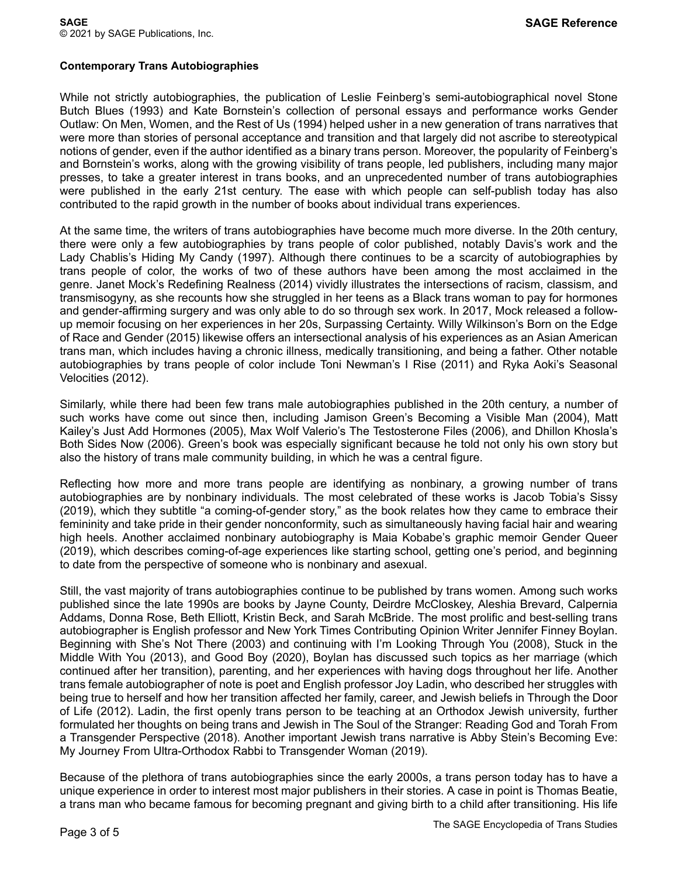**Contemporary Trans Autobiographies**

While not strictly autobiographies, the publication of Leslie Feinberg's semi-autobiographical novel Stone Butch Blues (1993) and Kate Bornstein's collection of personal essays and performance works Gender Outlaw: On Men, Women, and the Rest of Us (1994) helped usher in a new generation of trans narratives that were more than stories of personal acceptance and transition and that largely did not ascribe to stereotypical notions of gender, even if the author identified as a binary trans person. Moreover, the popularity of Feinberg's and Bornstein's works, along with the growing visibility of trans people, led publishers, including many major presses, to take a greater interest in trans books, and an unprecedented number of trans autobiographies were published in the early 21st century. The ease with which people can self-publish today has also contributed to the rapid growth in the number of books about individual trans experiences.

At the same time, the writers of trans autobiographies have become much more diverse. In the 20th century, there were only a few autobiographies by trans people of color published, notably Davis's work and the Lady Chablis's Hiding My Candy (1997). Although there continues to be a scarcity of autobiographies by trans people of color, the works of two of these authors have been among the most acclaimed in the genre. Janet Mock's Redefining Realness (2014) vividly illustrates the intersections of racism, classism, and transmisogyny, as she recounts how she struggled in her teens as a Black trans woman to pay for hormones and gender-affirming surgery and was only able to do so through sex work. In 2017, Mock released a follow-up memoir focusing on her experiences in her 20s, Surpassing Certainty. Willy Wilkinson's Born on the Edge of Race and Gender (2015) likewise offers an intersectional analysis of his experiences as an Asian American trans man, which includes having a chronic illness, medically transitioning, and being a father. Other notable autobiographies by trans people of color include Toni Newman's I Rise (2011) and Ryka Aoki's Seasonal Velocities (2012).

Similarly, while there had been few trans male autobiographies published in the 20th century, a number of such works have come out since then, including Jamison Green's Becoming a Visible Man (2004), Matt Kailey's Just Add Hormones (2005), Max Wolf Valerio's The Testosterone Files (2006), and Dhillon Khosla's Both Sides Now (2006). Green's book was especially significant because he told not only his own story but also the history of trans male community building, in which he was a central figure.

Reflecting how more and more trans people are identifying as nonbinary, a growing number of trans autobiographies are by nonbinary individuals. The most celebrated of these works is Jacob Tobia's Sissy (2019), which they subtitle "a coming-of-gender story," as the book relates how they came to embrace their femininity and take pride in their gender nonconformity, such as simultaneously having facial hair and wearing high heels. Another acclaimed nonbinary autobiography is Maia Kobabe's graphic memoir Gender Queer (2019), which describes coming-of-age experiences like starting school, getting one's period, and beginning to date from the perspective of someone who is nonbinary and asexual.

Still, the vast majority of trans autobiographies continue to be published by trans women. Among such works published since the late 1990s are books by Jayne County, Deirdre McCloskey, Aleshia Brevard, Calpernia Addams, Donna Rose, Beth Elliott, Kristin Beck, and Sarah McBride. The most prolific and best-selling trans autobiographer is English professor and New York Times Contributing Opinion Writer Jennifer Finney Boylan. Beginning with She's Not There (2003) and continuing with I'm Looking Through You (2008), Stuck in the Middle With You (2013), and Good Boy (2020), Boylan has discussed such topics as her marriage (which continued after her transition), parenting, and her experiences with having dogs throughout her life. Another trans female autobiographer of note is poet and English professor Joy Ladin, who described her struggles with being true to herself and how her transition affected her family, career, and Jewish beliefs in Through the Door of Life (2012). Ladin, the first openly trans person to be teaching at an Orthodox Jewish university, further formulated her thoughts on being trans and Jewish in The Soul of the Stranger: Reading God and Torah From a Transgender Perspective (2018). Another important Jewish trans narrative is Abby Stein's Becoming Eve: My Journey From Ultra-Orthodox Rabbi to Transgender Woman (2019).

Because of the plethora of trans autobiographies since the early 2000s, a trans person today has to have a unique experience in order to interest most major publishers in their stories. A case in point is Thomas Beatie, a trans man who became famous for becoming pregnant and giving birth to a child after transitioning. His life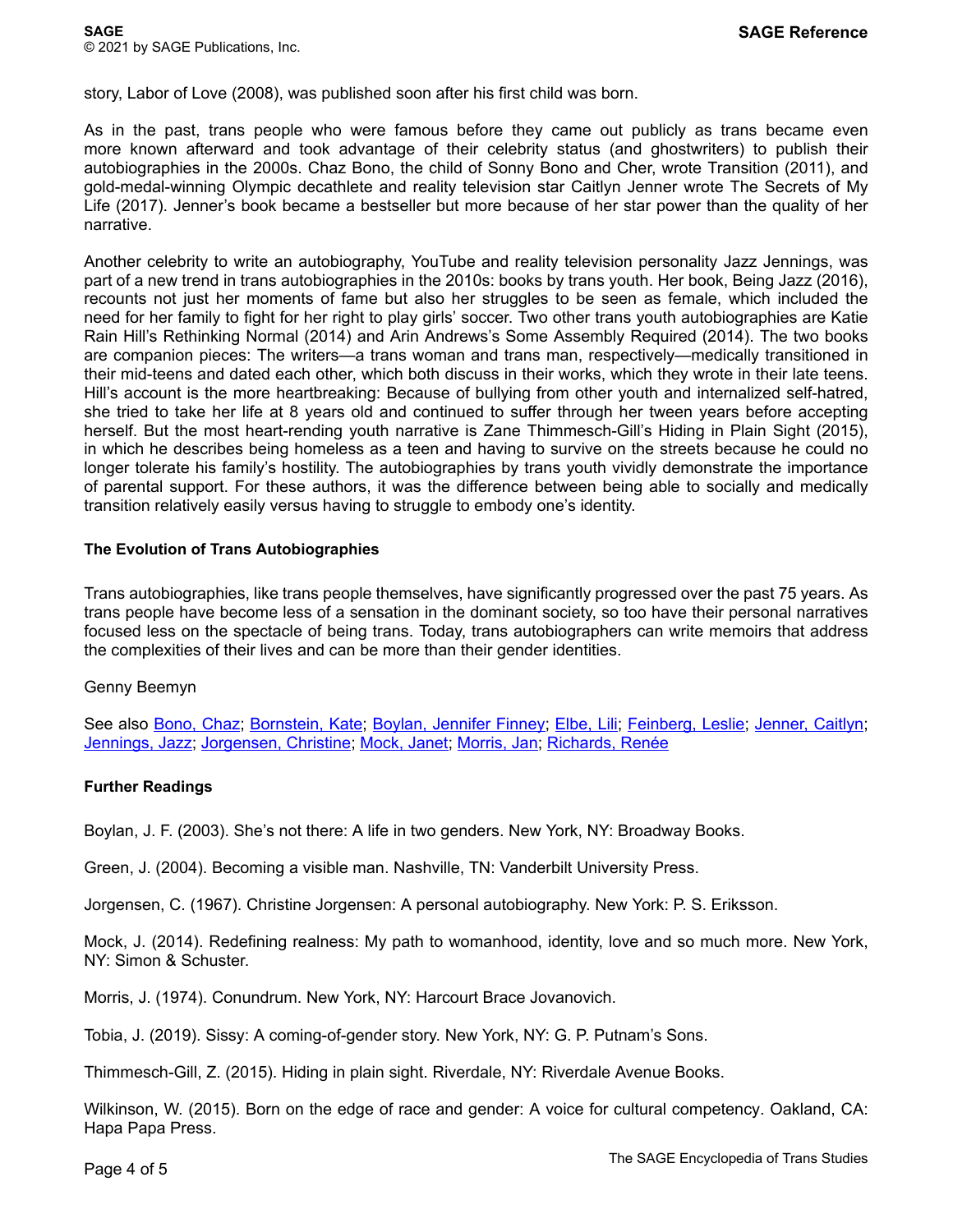story, Labor of Love (2008), was published soon after his first child was born.

As in the past, trans people who were famous before they came out publicly as trans became even more known afterward and took advantage of their celebrity status (and ghostwriters) to publish their autobiographies in the 2000s. Chaz Bono, the child of Sonny Bono and Cher, wrote Transition (2011), and gold-medal-winning Olympic decathlete and reality television star Caitlyn Jenner wrote The Secrets of My Life (2017). Jenner's book became a bestseller but more because of her star power than the quality of her narrative.

Another celebrity to write an autobiography, YouTube and reality television personality Jazz Jennings, was part of a new trend in trans autobiographies in the 2010s: books by trans youth. Her book, Being Jazz (2016), recounts not just her moments of fame but also her struggles to be seen as female, which included the need for her family to fight for her right to play girls' soccer. Two other trans youth autobiographies are Katie Rain Hill's Rethinking Normal (2014) and Arin Andrews's Some Assembly Required (2014). The two books are companion pieces: The writers—a trans woman and trans man, respectively—medically transitioned in their mid-teens and dated each other, which both discuss in their works, which they wrote in their late teens. Hill's account is the more heartbreaking: Because of bullying from other youth and internalized self-hatred, she tried to take her life at 8 years old and continued to suffer through her tween years before accepting herself. But the most heart-rending youth narrative is Zane Thimmesch-Gill's Hiding in Plain Sight (2015), in which he describes being homeless as a teen and having to survive on the streets because he could no longer tolerate his family's hostility. The autobiographies by trans youth vividly demonstrate the importance of parental support. For these authors, it was the difference between being able to socially and medically transition relatively easily versus having to struggle to embody one's identity.

### The Evolution of Trans Autobiographies

Trans autobiographies, like trans people themselves, have significantly progressed over the past 75 years. As trans people have become less of a sensation in the dominant society, so too have their personal narratives focused less on the spectacle of being trans. Today, trans autobiographers can write memoirs that address the complexities of their lives and can be more than their gender identities.

Genny Beemyn

See also Bono, Chaz; Bornstein, Kate; Boylan, Jennifer Finney; Elbe, Lili; Feinberg, Leslie; Jenner, Caitlyn; Jennings, Jazz; Jorgensen, Christine; Mock, Janet; Morris, Jan; Richards, Renée

### Further Readings

Boylan, J. F. (2003). She's not there: A life in two genders. New York, NY: Broadway Books.

Green, J. (2004). Becoming a visible man. Nashville, TN: Vanderbilt University Press.

Jorgensen, C. (1967). Christine Jorgensen: A personal autobiography. New York: P. S. Eriksson.

Mock, J. (2014). Redefining realness: My path to womanhood, identity, love and so much more. New York, NY: Simon & Schuster.

Morris, J. (1974). Conundrum. New York, NY: Harcourt Brace Jovanovich.

Tobia, J. (2019). Sissy: A coming-of-gender story. New York, NY: G. P. Putnam's Sons.

Thimmesch-Gill, Z. (2015). Hiding in plain sight. Riverdale, NY: Riverdale Avenue Books.

Wilkinson, W. (2015). Born on the edge of race and gender: A voice for cultural competency. Oakland, CA: Hapa Papa Press.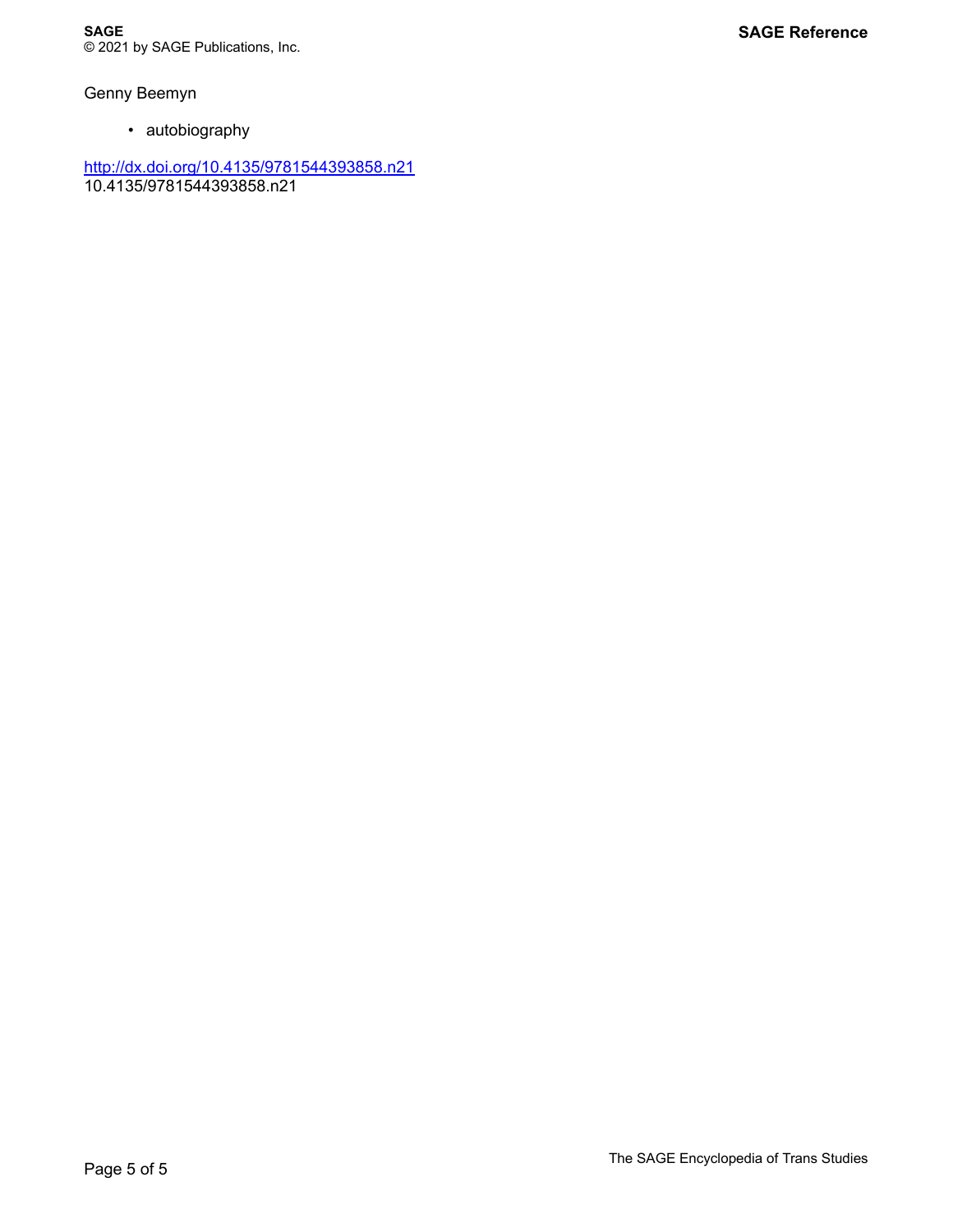Genny Beemyn

- autobiography

http://dx.doi.org/10.4135/9781544393858.n21
10.4135/9781544393858.n21